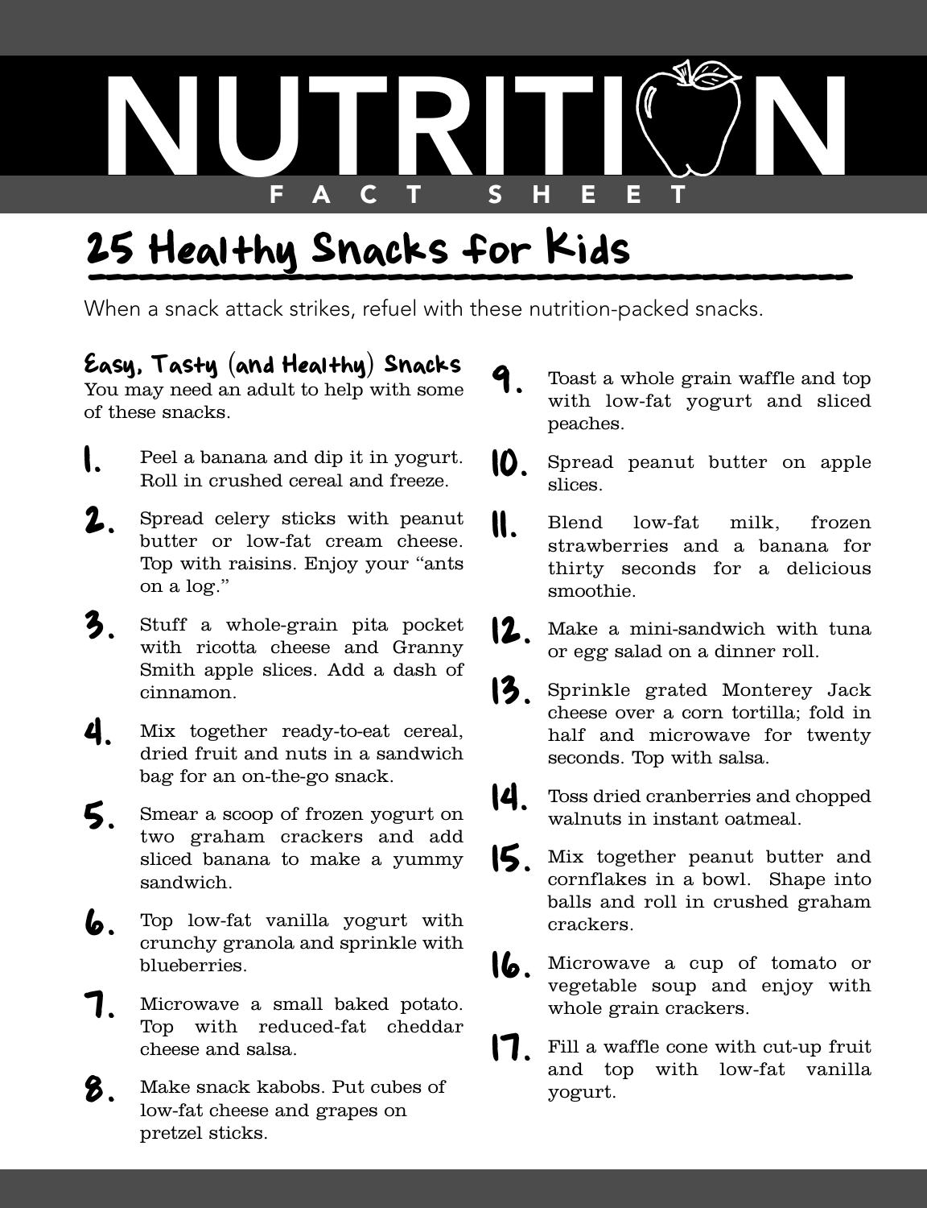# NUTRITION

FACT SHEET

## 25 Healthy Snacks for Kids

When a snack attack strikes, refuel with these nutrition-packed snacks.

### Easy, Tasty (and Healthy) Snacks

You may need an adult to help with some of these snacks.

1. Peel a banana and dip it in yogurt. Roll in crushed cereal and freeze.
2. Spread celery sticks with peanut butter or low-fat cream cheese. Top with raisins. Enjoy your "ants on a log."
3. Stuff a whole-grain pita pocket with ricotta cheese and Granny Smith apple slices. Add a dash of cinnamon.
4. Mix together ready-to-eat cereal, dried fruit and nuts in a sandwich bag for an on-the-go snack.
5. Smear a scoop of frozen yogurt on two graham crackers and add sliced banana to make a yummy sandwich.
6. Top low-fat vanilla yogurt with crunchy granola and sprinkle with blueberries.
7. Microwave a small baked potato. Top with reduced-fat cheddar cheese and salsa.
8. Make snack kabobs. Put cubes of low-fat cheese and grapes on pretzel sticks.
9. Toast a whole grain waffle and top with low-fat yogurt and sliced peaches.
10. Spread peanut butter on apple slices.
11. Blend low-fat milk, frozen strawberries and a banana for thirty seconds for a delicious smoothie.
12. Make a mini-sandwich with tuna or egg salad on a dinner roll.
13. Sprinkle grated Monterey Jack cheese over a corn tortilla; fold in half and microwave for twenty seconds. Top with salsa.
14. Toss dried cranberries and chopped walnuts in instant oatmeal.
15. Mix together peanut butter and cornflakes in a bowl. Shape into balls and roll in crushed graham crackers.
16. Microwave a cup of tomato or vegetable soup and enjoy with whole grain crackers.
17. Fill a waffle cone with cut-up fruit and top with low-fat vanilla yogurt.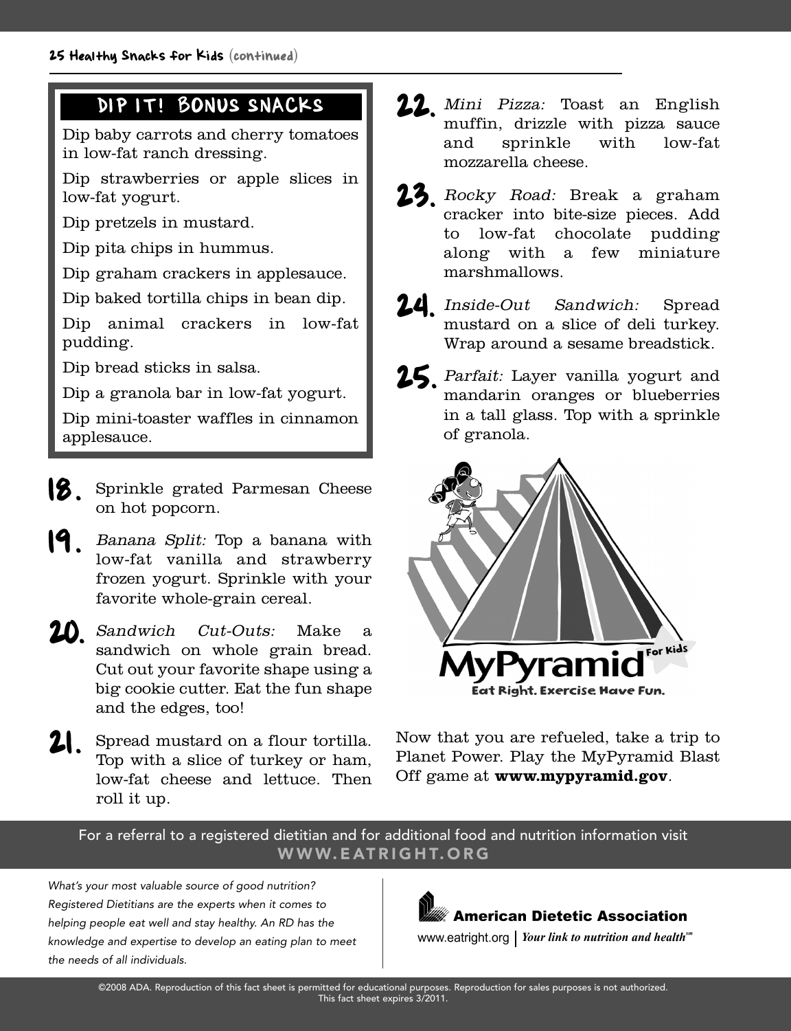## DIP IT! BONUS SNACKS

Dip baby carrots and cherry tomatoes in low-fat ranch dressing.

Dip strawberries or apple slices in low-fat yogurt.

Dip pretzels in mustard.

Dip pita chips in hummus.

Dip graham crackers in applesauce.

Dip baked tortilla chips in bean dip.

Dip animal crackers in low-fat pudding.

Dip bread sticks in salsa.

Dip a granola bar in low-fat yogurt.

Dip mini-toaster waffles in cinnamon applesauce.

**18.** Sprinkle grated Parmesan Cheese on hot popcorn.

**19.** *Banana Split:* Top a banana with low-fat vanilla and strawberry frozen yogurt. Sprinkle with your favorite whole-grain cereal.

**20.** *Sandwich Cut-Outs:* Make a sandwich on whole grain bread. Cut out your favorite shape using a big cookie cutter. Eat the fun shape and the edges, too!

**21.** Spread mustard on a flour tortilla. Top with a slice of turkey or ham, low-fat cheese and lettuce. Then roll it up.

**22.** *Mini Pizza:* Toast an English muffin, drizzle with pizza sauce and sprinkle with low-fat mozzarella cheese.

**23.** *Rocky Road:* Break a graham cracker into bite-size pieces. Add to low-fat chocolate pudding along with a few miniature marshmallows.

**24.** *Inside-Out Sandwich:* Spread mustard on a slice of deli turkey. Wrap around a sesame breadstick.

**25.** *Parfait:* Layer vanilla yogurt and mandarin oranges or blueberries in a tall glass. Top with a sprinkle of granola.

MyPyramid For Kids

Eat Right. Exercise. Have Fun.

Now that you are refueled, take a trip to Planet Power. Play the MyPyramid Blast Off game at **www.mypyramid.gov**.

For a referral to a registered dietitian and for additional food and nutrition information visit **WWW.EATRIGHT.ORG**

*What's your most valuable source of good nutrition? Registered Dietitians are the experts when it comes to helping people eat well and stay healthy. An RD has the knowledge and expertise to develop an eating plan to meet the needs of all individuals.*

**American Dietetic Association**

www.eatright.org | *Your link to nutrition and health*[sm]

©2008 ADA. Reproduction of this fact sheet is permitted for educational purposes. Reproduction for sales purposes is not authorized. This fact sheet expires 3/2011.